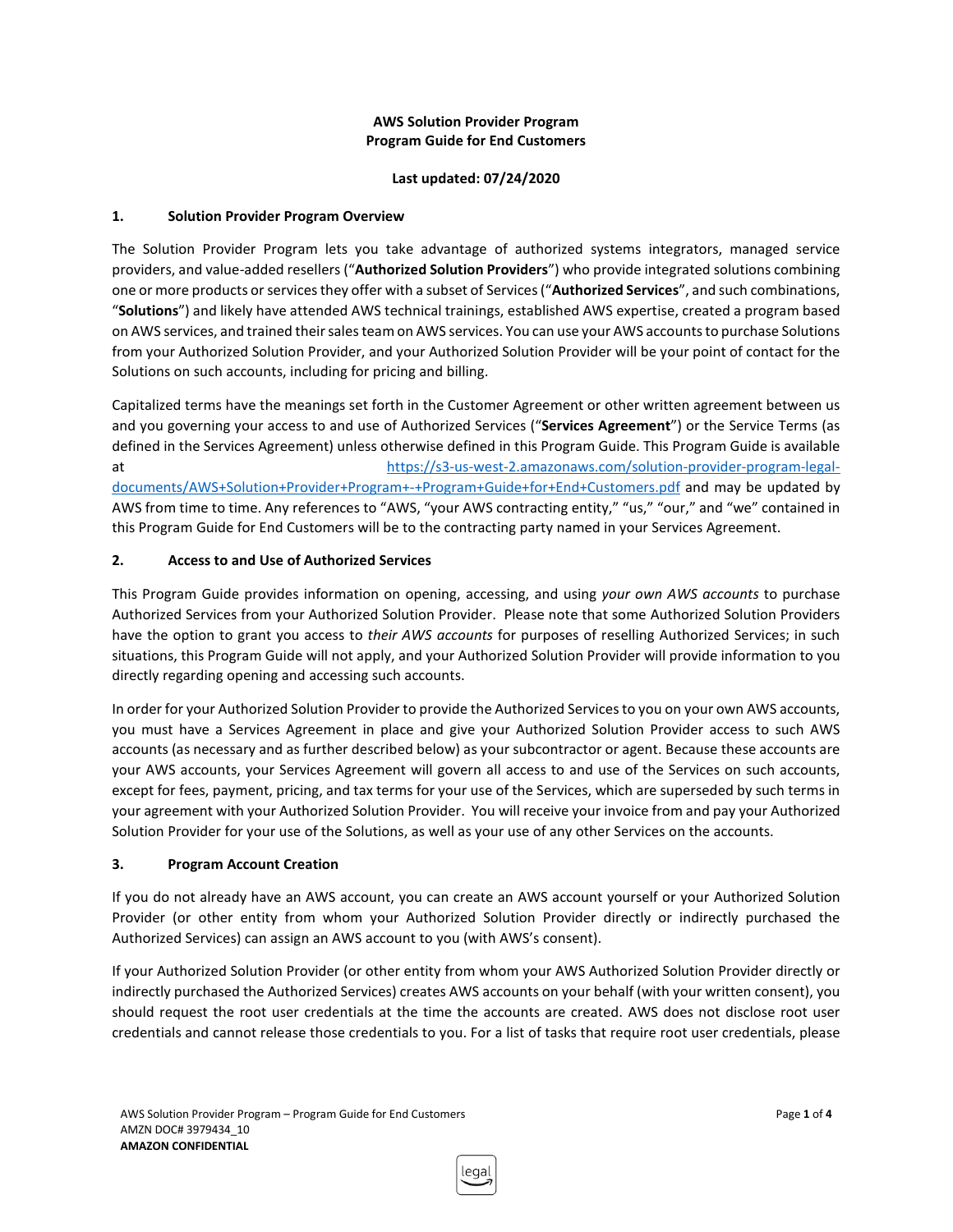**AWS Solution Provider Program**
**Program Guide for End Customers**

**Last updated: 07/24/2020**

## 1. Solution Provider Program Overview

The Solution Provider Program lets you take advantage of authorized systems integrators, managed service providers, and value-added resellers ("**Authorized Solution Providers**") who provide integrated solutions combining one or more products or services they offer with a subset of Services ("**Authorized Services**", and such combinations, "**Solutions**") and likely have attended AWS technical trainings, established AWS expertise, created a program based on AWS services, and trained their sales team on AWS services. You can use your AWS accounts to purchase Solutions from your Authorized Solution Provider, and your Authorized Solution Provider will be your point of contact for the Solutions on such accounts, including for pricing and billing.

Capitalized terms have the meanings set forth in the Customer Agreement or other written agreement between us and you governing your access to and use of Authorized Services ("**Services Agreement**") or the Service Terms (as defined in the Services Agreement) unless otherwise defined in this Program Guide. This Program Guide is available at https://s3-us-west-2.amazonaws.com/solution-provider-program-legal-documents/AWS+Solution+Provider+Program+-+Program+Guide+for+End+Customers.pdf and may be updated by AWS from time to time. Any references to "AWS, "your AWS contracting entity," "us," "our," and "we" contained in this Program Guide for End Customers will be to the contracting party named in your Services Agreement.

## 2. Access to and Use of Authorized Services

This Program Guide provides information on opening, accessing, and using *your own AWS accounts* to purchase Authorized Services from your Authorized Solution Provider. Please note that some Authorized Solution Providers have the option to grant you access to *their AWS accounts* for purposes of reselling Authorized Services; in such situations, this Program Guide will not apply, and your Authorized Solution Provider will provide information to you directly regarding opening and accessing such accounts.

In order for your Authorized Solution Provider to provide the Authorized Services to you on your own AWS accounts, you must have a Services Agreement in place and give your Authorized Solution Provider access to such AWS accounts (as necessary and as further described below) as your subcontractor or agent. Because these accounts are your AWS accounts, your Services Agreement will govern all access to and use of the Services on such accounts, except for fees, payment, pricing, and tax terms for your use of the Services, which are superseded by such terms in your agreement with your Authorized Solution Provider. You will receive your invoice from and pay your Authorized Solution Provider for your use of the Solutions, as well as your use of any other Services on the accounts.

## 3. Program Account Creation

If you do not already have an AWS account, you can create an AWS account yourself or your Authorized Solution Provider (or other entity from whom your Authorized Solution Provider directly or indirectly purchased the Authorized Services) can assign an AWS account to you (with AWS's consent).

If your Authorized Solution Provider (or other entity from whom your AWS Authorized Solution Provider directly or indirectly purchased the Authorized Services) creates AWS accounts on your behalf (with your written consent), you should request the root user credentials at the time the accounts are created. AWS does not disclose root user credentials and cannot release those credentials to you. For a list of tasks that require root user credentials, please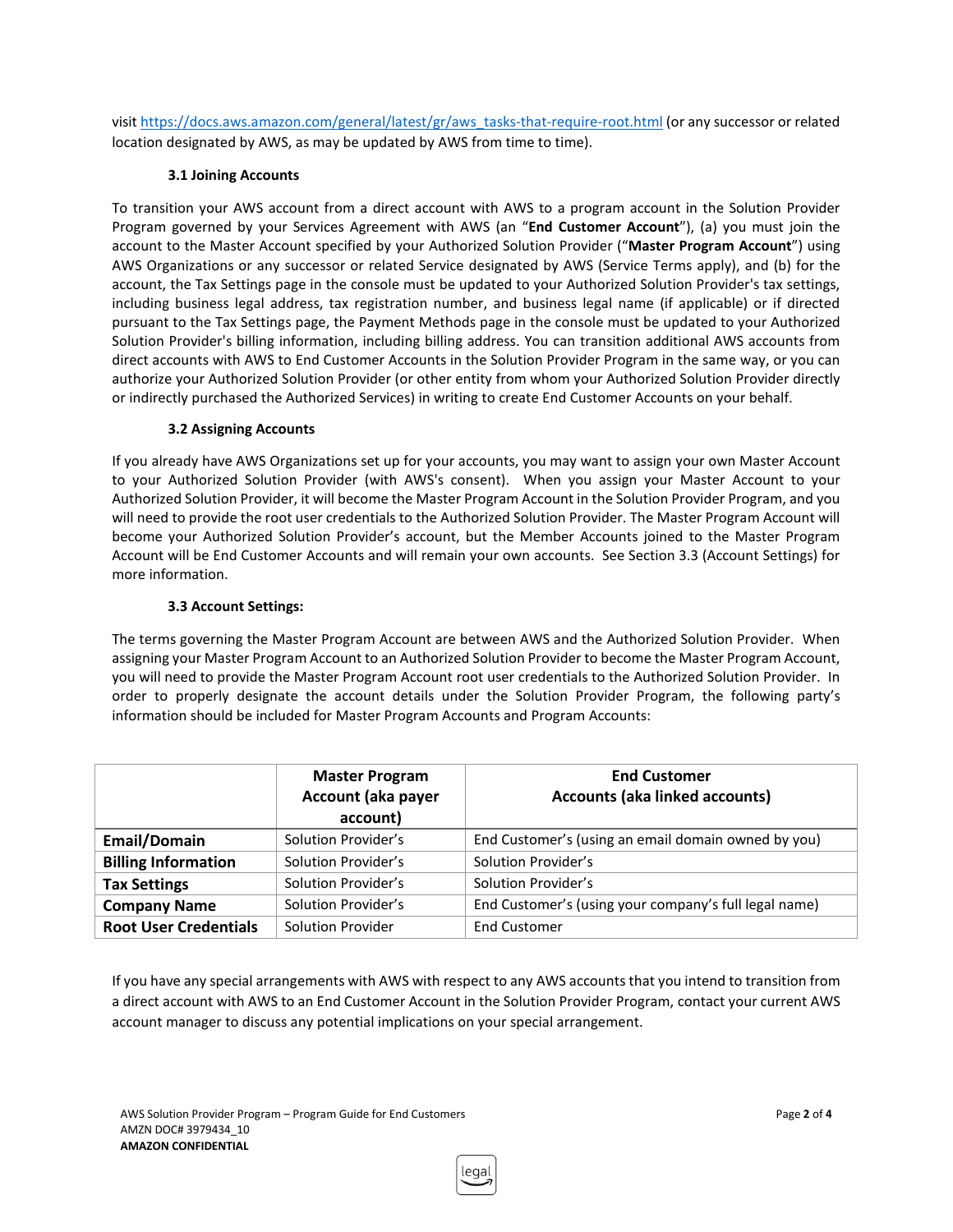visit https://docs.aws.amazon.com/general/latest/gr/aws_tasks-that-require-root.html (or any successor or related location designated by AWS, as may be updated by AWS from time to time).

### 3.1 Joining Accounts

To transition your AWS account from a direct account with AWS to a program account in the Solution Provider Program governed by your Services Agreement with AWS (an "**End Customer Account**"), (a) you must join the account to the Master Account specified by your Authorized Solution Provider ("**Master Program Account**") using AWS Organizations or any successor or related Service designated by AWS (Service Terms apply), and (b) for the account, the Tax Settings page in the console must be updated to your Authorized Solution Provider's tax settings, including business legal address, tax registration number, and business legal name (if applicable) or if directed pursuant to the Tax Settings page, the Payment Methods page in the console must be updated to your Authorized Solution Provider's billing information, including billing address. You can transition additional AWS accounts from direct accounts with AWS to End Customer Accounts in the Solution Provider Program in the same way, or you can authorize your Authorized Solution Provider (or other entity from whom your Authorized Solution Provider directly or indirectly purchased the Authorized Services) in writing to create End Customer Accounts on your behalf.

### 3.2 Assigning Accounts

If you already have AWS Organizations set up for your accounts, you may want to assign your own Master Account to your Authorized Solution Provider (with AWS's consent). When you assign your Master Account to your Authorized Solution Provider, it will become the Master Program Account in the Solution Provider Program, and you will need to provide the root user credentials to the Authorized Solution Provider. The Master Program Account will become your Authorized Solution Provider's account, but the Member Accounts joined to the Master Program Account will be End Customer Accounts and will remain your own accounts. See Section 3.3 (Account Settings) for more information.

### 3.3 Account Settings:

The terms governing the Master Program Account are between AWS and the Authorized Solution Provider. When assigning your Master Program Account to an Authorized Solution Provider to become the Master Program Account, you will need to provide the Master Program Account root user credentials to the Authorized Solution Provider. In order to properly designate the account details under the Solution Provider Program, the following party's information should be included for Master Program Accounts and Program Accounts:

| | Master Program Account (aka payer account) | End Customer Accounts (aka linked accounts) |
|---|---|---|
| **Email/Domain** | Solution Provider's | End Customer's (using an email domain owned by you) |
| **Billing Information** | Solution Provider's | Solution Provider's |
| **Tax Settings** | Solution Provider's | Solution Provider's |
| **Company Name** | Solution Provider's | End Customer's (using your company's full legal name) |
| **Root User Credentials** | Solution Provider | End Customer |

If you have any special arrangements with AWS with respect to any AWS accounts that you intend to transition from a direct account with AWS to an End Customer Account in the Solution Provider Program, contact your current AWS account manager to discuss any potential implications on your special arrangement.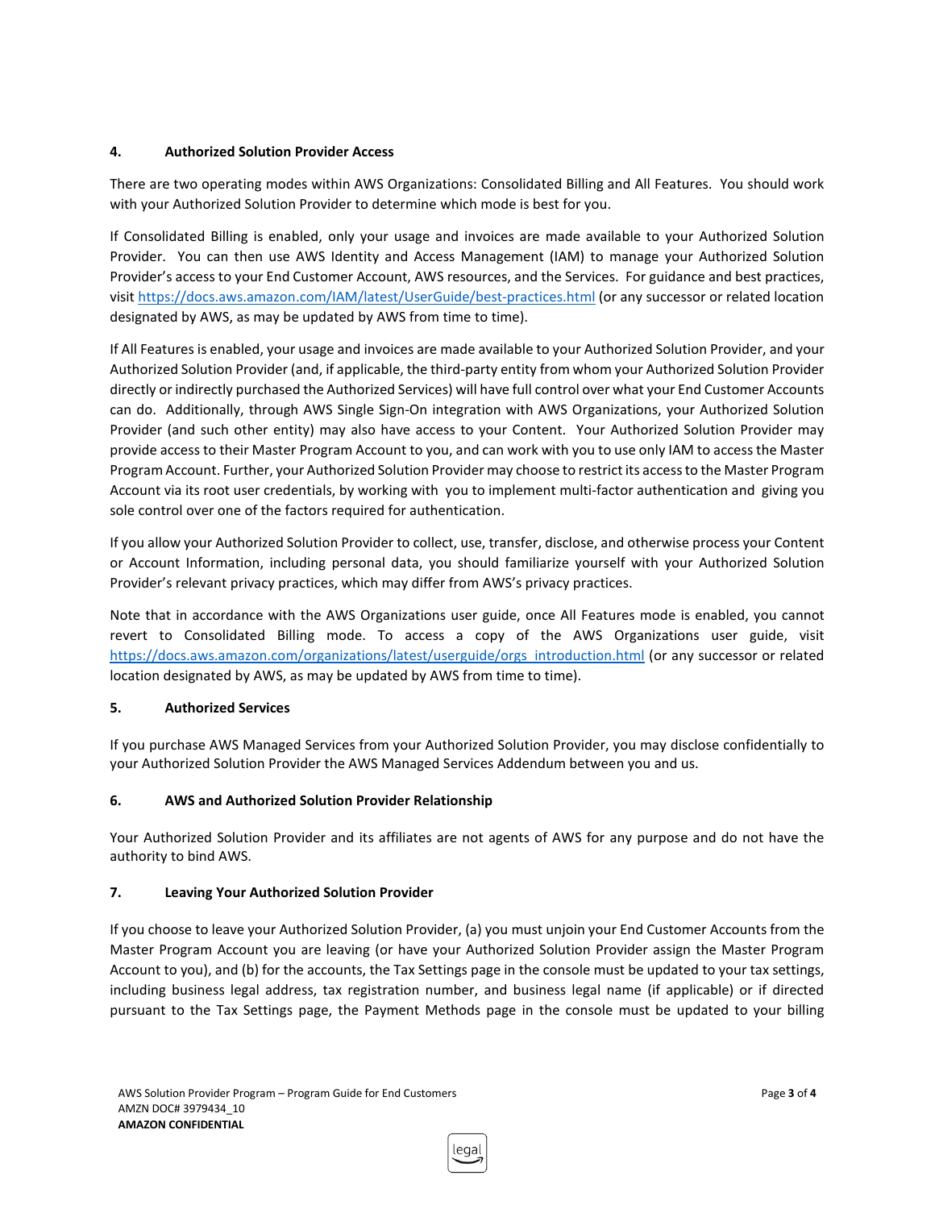## 4. Authorized Solution Provider Access

There are two operating modes within AWS Organizations: Consolidated Billing and All Features. You should work with your Authorized Solution Provider to determine which mode is best for you.

If Consolidated Billing is enabled, only your usage and invoices are made available to your Authorized Solution Provider. You can then use AWS Identity and Access Management (IAM) to manage your Authorized Solution Provider's access to your End Customer Account, AWS resources, and the Services. For guidance and best practices, visit https://docs.aws.amazon.com/IAM/latest/UserGuide/best-practices.html (or any successor or related location designated by AWS, as may be updated by AWS from time to time).

If All Features is enabled, your usage and invoices are made available to your Authorized Solution Provider, and your Authorized Solution Provider (and, if applicable, the third-party entity from whom your Authorized Solution Provider directly or indirectly purchased the Authorized Services) will have full control over what your End Customer Accounts can do. Additionally, through AWS Single Sign-On integration with AWS Organizations, your Authorized Solution Provider (and such other entity) may also have access to your Content. Your Authorized Solution Provider may provide access to their Master Program Account to you, and can work with you to use only IAM to access the Master Program Account. Further, your Authorized Solution Provider may choose to restrict its access to the Master Program Account via its root user credentials, by working with you to implement multi-factor authentication and giving you sole control over one of the factors required for authentication.

If you allow your Authorized Solution Provider to collect, use, transfer, disclose, and otherwise process your Content or Account Information, including personal data, you should familiarize yourself with your Authorized Solution Provider's relevant privacy practices, which may differ from AWS's privacy practices.

Note that in accordance with the AWS Organizations user guide, once All Features mode is enabled, you cannot revert to Consolidated Billing mode. To access a copy of the AWS Organizations user guide, visit https://docs.aws.amazon.com/organizations/latest/userguide/orgs_introduction.html (or any successor or related location designated by AWS, as may be updated by AWS from time to time).

## 5. Authorized Services

If you purchase AWS Managed Services from your Authorized Solution Provider, you may disclose confidentially to your Authorized Solution Provider the AWS Managed Services Addendum between you and us.

## 6. AWS and Authorized Solution Provider Relationship

Your Authorized Solution Provider and its affiliates are not agents of AWS for any purpose and do not have the authority to bind AWS.

## 7. Leaving Your Authorized Solution Provider

If you choose to leave your Authorized Solution Provider, (a) you must unjoin your End Customer Accounts from the Master Program Account you are leaving (or have your Authorized Solution Provider assign the Master Program Account to you), and (b) for the accounts, the Tax Settings page in the console must be updated to your tax settings, including business legal address, tax registration number, and business legal name (if applicable) or if directed pursuant to the Tax Settings page, the Payment Methods page in the console must be updated to your billing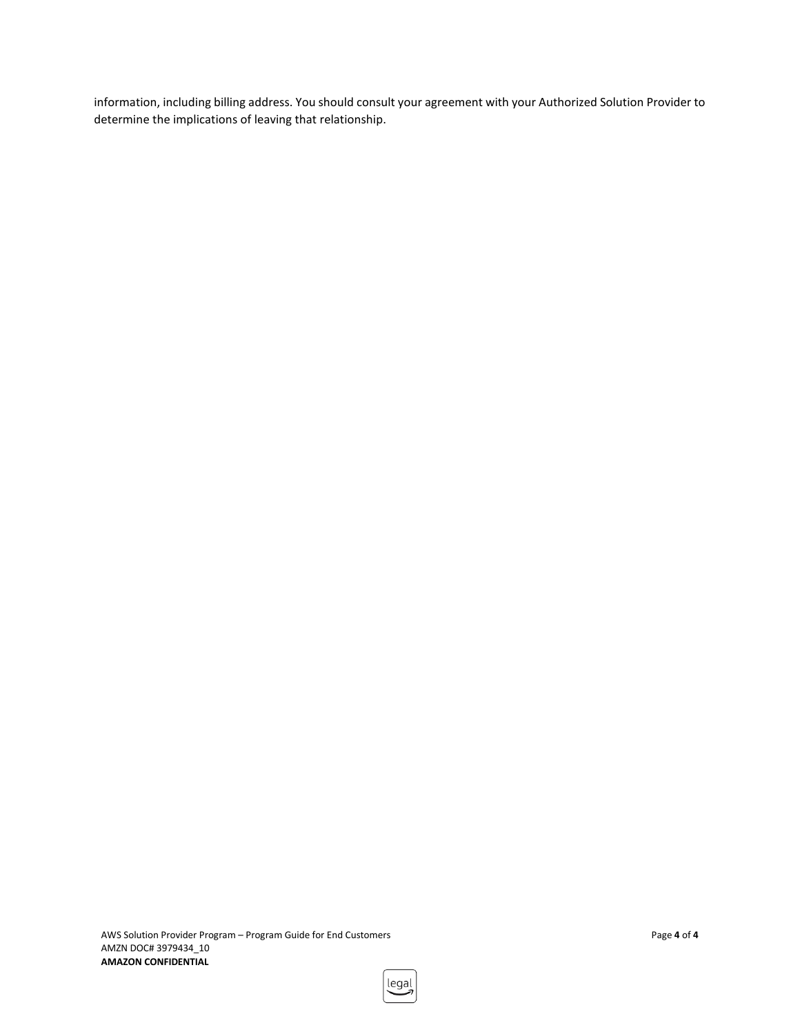information, including billing address. You should consult your agreement with your Authorized Solution Provider to determine the implications of leaving that relationship.